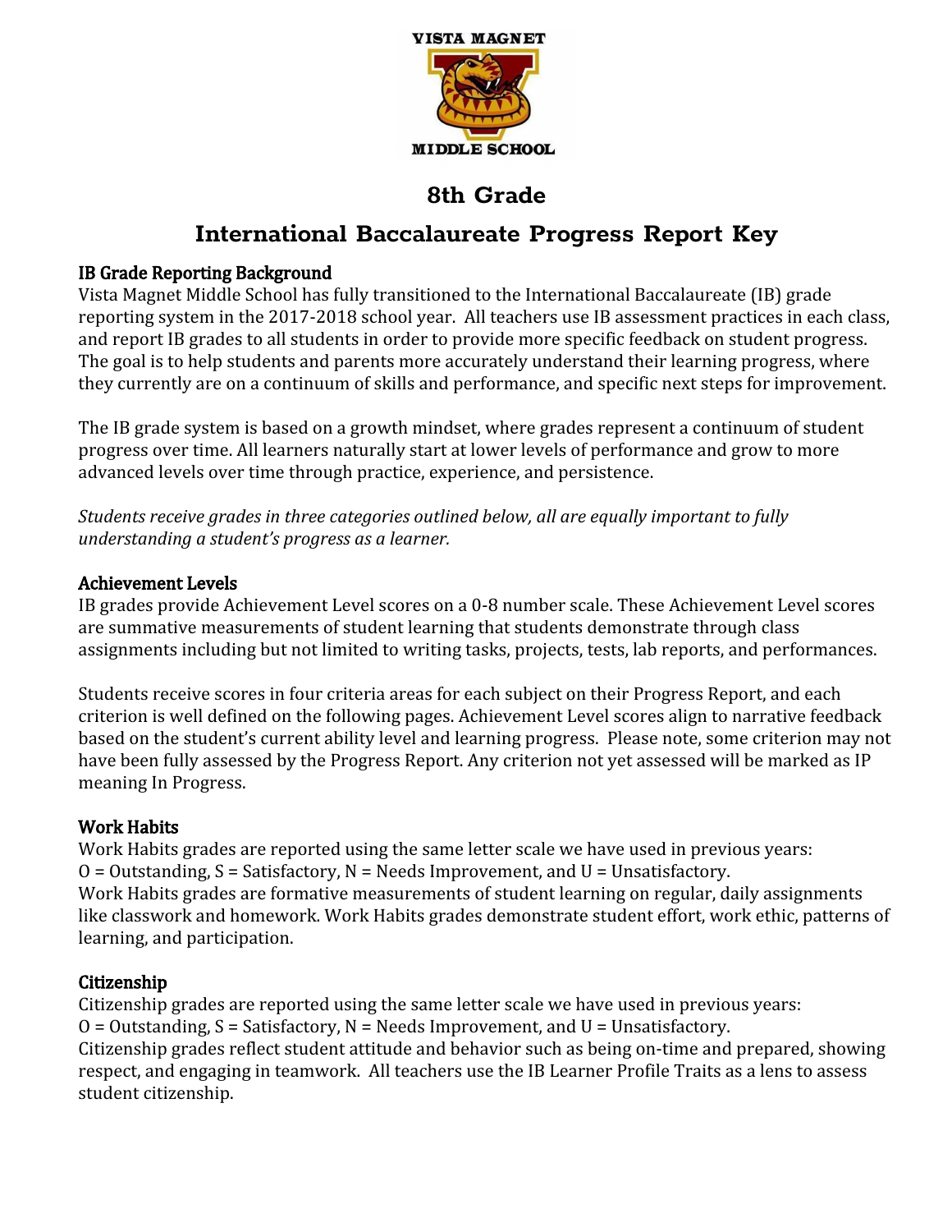# 8th Grade

# International Baccalaureate Progress Report Key

### IB Grade Reporting Background

Vista Magnet Middle School has fully transitioned to the International Baccalaureate (IB) grade reporting system in the 2017-2018 school year. All teachers use IB assessment practices in each class, and report IB grades to all students in order to provide more specific feedback on student progress. The goal is to help students and parents more accurately understand their learning progress, where they currently are on a continuum of skills and performance, and specific next steps for improvement.

The IB grade system is based on a growth mindset, where grades represent a continuum of student progress over time. All learners naturally start at lower levels of performance and grow to more advanced levels over time through practice, experience, and persistence.

*Students receive grades in three categories outlined below, all are equally important to fully understanding a student's progress as a learner.*

### Achievement Levels

IB grades provide Achievement Level scores on a 0-8 number scale. These Achievement Level scores are summative measurements of student learning that students demonstrate through class assignments including but not limited to writing tasks, projects, tests, lab reports, and performances.

Students receive scores in four criteria areas for each subject on their Progress Report, and each criterion is well defined on the following pages. Achievement Level scores align to narrative feedback based on the student's current ability level and learning progress. Please note, some criterion may not have been fully assessed by the Progress Report. Any criterion not yet assessed will be marked as IP meaning In Progress.

### Work Habits

Work Habits grades are reported using the same letter scale we have used in previous years:
O = Outstanding, S = Satisfactory, N = Needs Improvement, and U = Unsatisfactory.
Work Habits grades are formative measurements of student learning on regular, daily assignments like classwork and homework. Work Habits grades demonstrate student effort, work ethic, patterns of learning, and participation.

### Citizenship

Citizenship grades are reported using the same letter scale we have used in previous years:
O = Outstanding, S = Satisfactory, N = Needs Improvement, and U = Unsatisfactory.
Citizenship grades reflect student attitude and behavior such as being on-time and prepared, showing respect, and engaging in teamwork. All teachers use the IB Learner Profile Traits as a lens to assess student citizenship.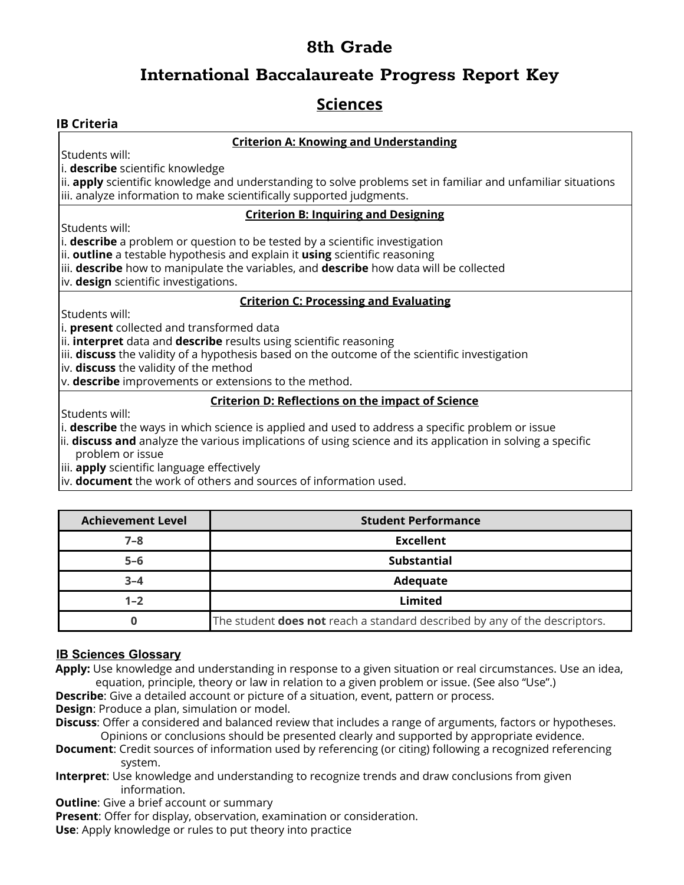# 8th Grade

## International Baccalaureate Progress Report Key

## Sciences

**IB Criteria**

**Criterion A: Knowing and Understanding**

Students will:
i. **describe** scientific knowledge
ii. **apply** scientific knowledge and understanding to solve problems set in familiar and unfamiliar situations
iii. analyze information to make scientifically supported judgments.

**Criterion B: Inquiring and Designing**

Students will:
i. **describe** a problem or question to be tested by a scientific investigation
ii. **outline** a testable hypothesis and explain it **using** scientific reasoning
iii. **describe** how to manipulate the variables, and **describe** how data will be collected
iv. **design** scientific investigations.

**Criterion C: Processing and Evaluating**

Students will:
i. **present** collected and transformed data
ii. **interpret** data and **describe** results using scientific reasoning
iii. **discuss** the validity of a hypothesis based on the outcome of the scientific investigation
iv. **discuss** the validity of the method
v. **describe** improvements or extensions to the method.

**Criterion D: Reflections on the impact of Science**

Students will:
i. **describe** the ways in which science is applied and used to address a specific problem or issue
ii. **discuss and** analyze the various implications of using science and its application in solving a specific problem or issue
iii. **apply** scientific language effectively
iv. **document** the work of others and sources of information used.

| Achievement Level | Student Performance |
|---|---|
| 7–8 | **Excellent** |
| 5–6 | **Substantial** |
| 3–4 | **Adequate** |
| 1–2 | **Limited** |
| 0 | The student **does not** reach a standard described by any of the descriptors. |

**IB Sciences Glossary**

**Apply:** Use knowledge and understanding in response to a given situation or real circumstances. Use an idea, equation, principle, theory or law in relation to a given problem or issue. (See also "Use".)
**Describe**: Give a detailed account or picture of a situation, event, pattern or process.
**Design**: Produce a plan, simulation or model.
**Discuss**: Offer a considered and balanced review that includes a range of arguments, factors or hypotheses. Opinions or conclusions should be presented clearly and supported by appropriate evidence.
**Document**: Credit sources of information used by referencing (or citing) following a recognized referencing system.
**Interpret**: Use knowledge and understanding to recognize trends and draw conclusions from given information.
**Outline**: Give a brief account or summary
**Present**: Offer for display, observation, examination or consideration.
**Use**: Apply knowledge or rules to put theory into practice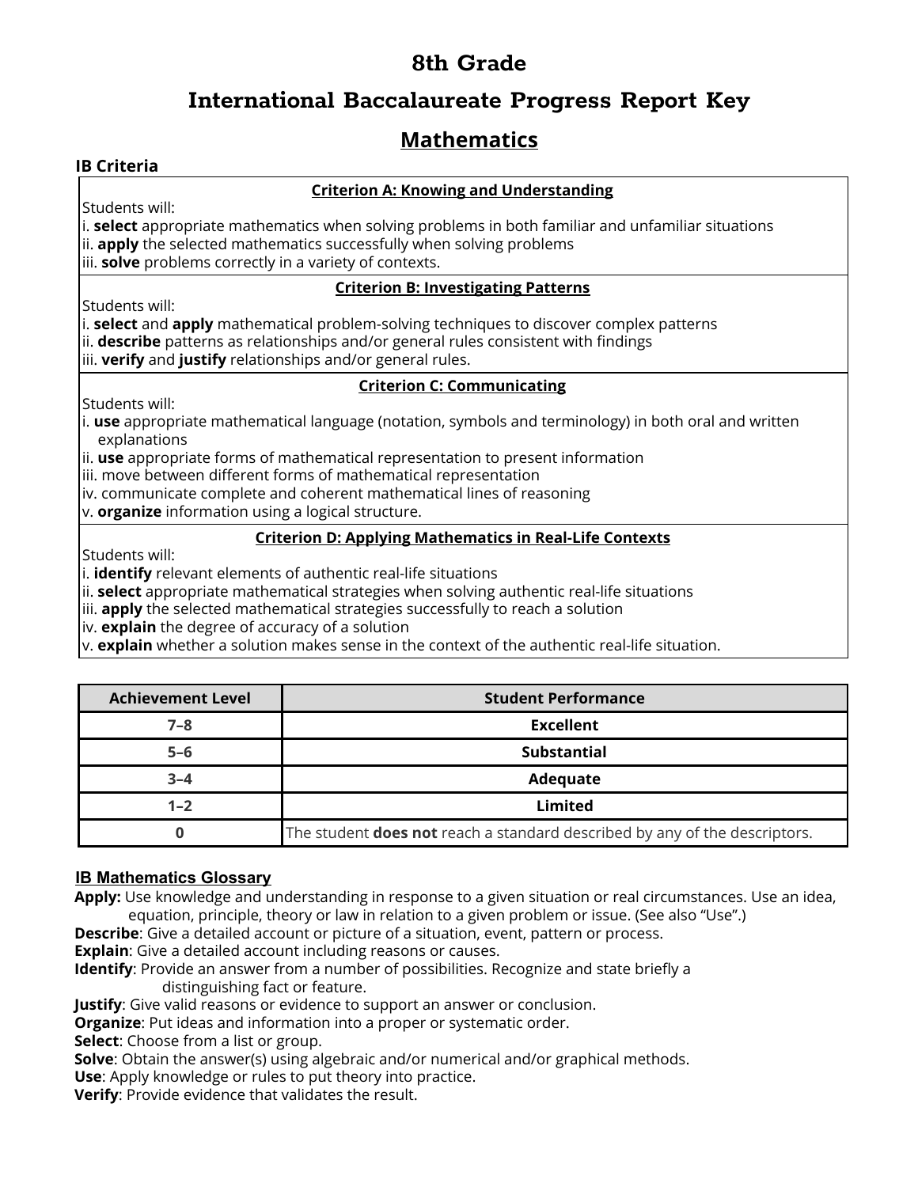# 8th Grade

## International Baccalaureate Progress Report Key

## Mathematics

**IB Criteria**

**Criterion A: Knowing and Understanding**

Students will:

i. **select** appropriate mathematics when solving problems in both familiar and unfamiliar situations
ii. **apply** the selected mathematics successfully when solving problems
iii. **solve** problems correctly in a variety of contexts.

**Criterion B: Investigating Patterns**

Students will:

i. **select** and **apply** mathematical problem-solving techniques to discover complex patterns
ii. **describe** patterns as relationships and/or general rules consistent with findings
iii. **verify** and **justify** relationships and/or general rules.

**Criterion C: Communicating**

Students will:

i. **use** appropriate mathematical language (notation, symbols and terminology) in both oral and written explanations
ii. **use** appropriate forms of mathematical representation to present information
iii. move between different forms of mathematical representation
iv. communicate complete and coherent mathematical lines of reasoning
v. **organize** information using a logical structure.

**Criterion D: Applying Mathematics in Real-Life Contexts**

Students will:

i. **identify** relevant elements of authentic real-life situations
ii. **select** appropriate mathematical strategies when solving authentic real-life situations
iii. **apply** the selected mathematical strategies successfully to reach a solution
iv. **explain** the degree of accuracy of a solution
v. **explain** whether a solution makes sense in the context of the authentic real-life situation.

| Achievement Level | Student Performance |
|---|---|
| 7–8 | **Excellent** |
| 5–6 | **Substantial** |
| 3–4 | **Adequate** |
| 1–2 | **Limited** |
| 0 | The student **does not** reach a standard described by any of the descriptors. |

### IB Mathematics Glossary

**Apply:** Use knowledge and understanding in response to a given situation or real circumstances. Use an idea, equation, principle, theory or law in relation to a given problem or issue. (See also "Use".)
**Describe**: Give a detailed account or picture of a situation, event, pattern or process.
**Explain**: Give a detailed account including reasons or causes.
**Identify**: Provide an answer from a number of possibilities. Recognize and state briefly a distinguishing fact or feature.
**Justify**: Give valid reasons or evidence to support an answer or conclusion.
**Organize**: Put ideas and information into a proper or systematic order.
**Select**: Choose from a list or group.
**Solve**: Obtain the answer(s) using algebraic and/or numerical and/or graphical methods.
**Use**: Apply knowledge or rules to put theory into practice.
**Verify**: Provide evidence that validates the result.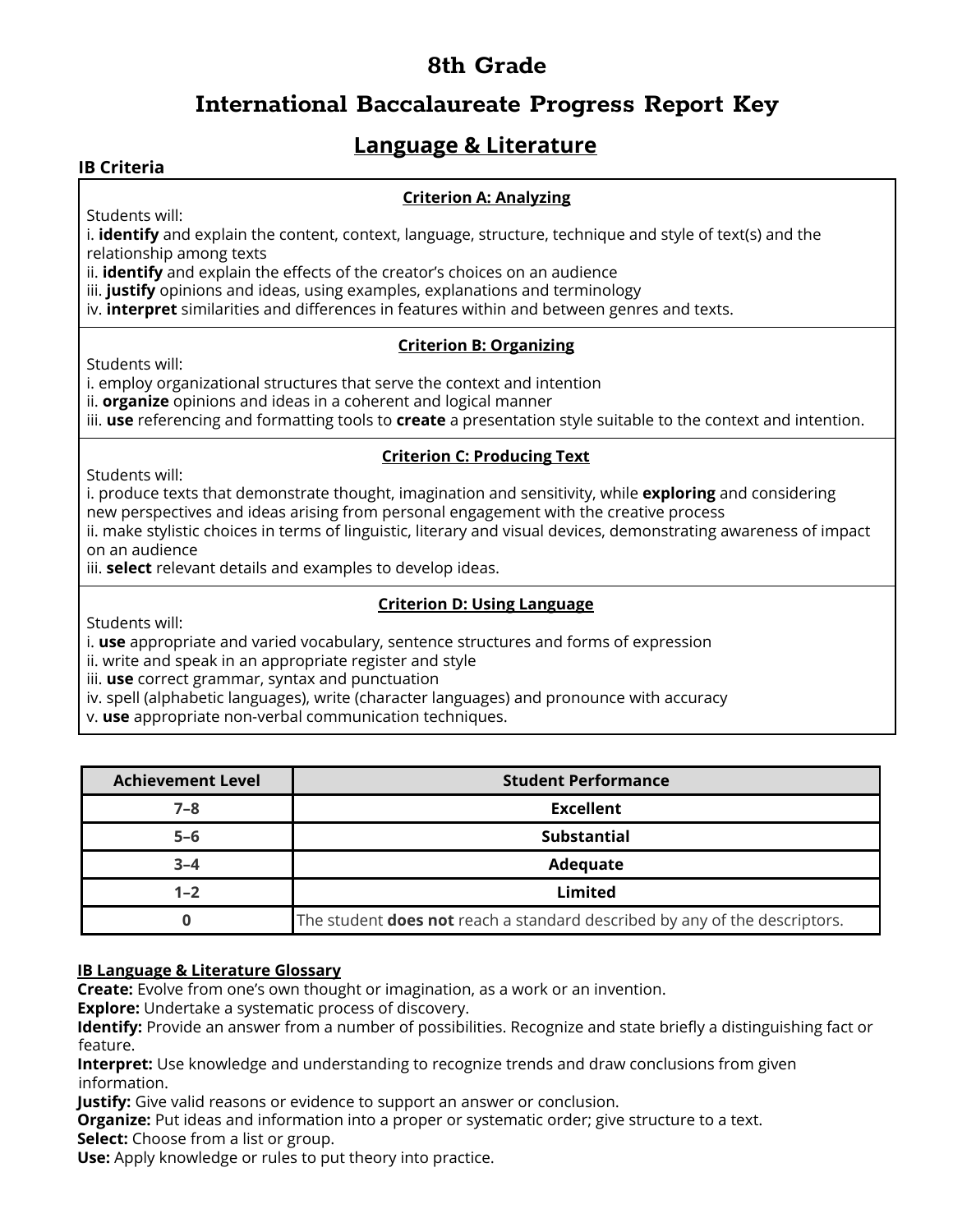# 8th Grade

# International Baccalaureate Progress Report Key

## Language & Literature

### IB Criteria

**Criterion A: Analyzing**

Students will:
i. **identify** and explain the content, context, language, structure, technique and style of text(s) and the relationship among texts
ii. **identify** and explain the effects of the creator's choices on an audience
iii. **justify** opinions and ideas, using examples, explanations and terminology
iv. **interpret** similarities and differences in features within and between genres and texts.

**Criterion B: Organizing**

Students will:
i. employ organizational structures that serve the context and intention
ii. **organize** opinions and ideas in a coherent and logical manner
iii. **use** referencing and formatting tools to **create** a presentation style suitable to the context and intention.

**Criterion C: Producing Text**

Students will:
i. produce texts that demonstrate thought, imagination and sensitivity, while **exploring** and considering new perspectives and ideas arising from personal engagement with the creative process
ii. make stylistic choices in terms of linguistic, literary and visual devices, demonstrating awareness of impact on an audience
iii. **select** relevant details and examples to develop ideas.

**Criterion D: Using Language**

Students will:
i. **use** appropriate and varied vocabulary, sentence structures and forms of expression
ii. write and speak in an appropriate register and style
iii. **use** correct grammar, syntax and punctuation
iv. spell (alphabetic languages), write (character languages) and pronounce with accuracy
v. **use** appropriate non-verbal communication techniques.

| Achievement Level | Student Performance |
|---|---|
| 7–8 | **Excellent** |
| 5–6 | **Substantial** |
| 3–4 | **Adequate** |
| 1–2 | **Limited** |
| 0 | The student **does not** reach a standard described by any of the descriptors. |

**IB Language & Literature Glossary**

**Create:** Evolve from one's own thought or imagination, as a work or an invention.
**Explore:** Undertake a systematic process of discovery.
**Identify:** Provide an answer from a number of possibilities. Recognize and state briefly a distinguishing fact or feature.
**Interpret:** Use knowledge and understanding to recognize trends and draw conclusions from given information.
**Justify:** Give valid reasons or evidence to support an answer or conclusion.
**Organize:** Put ideas and information into a proper or systematic order; give structure to a text.
**Select:** Choose from a list or group.
**Use:** Apply knowledge or rules to put theory into practice.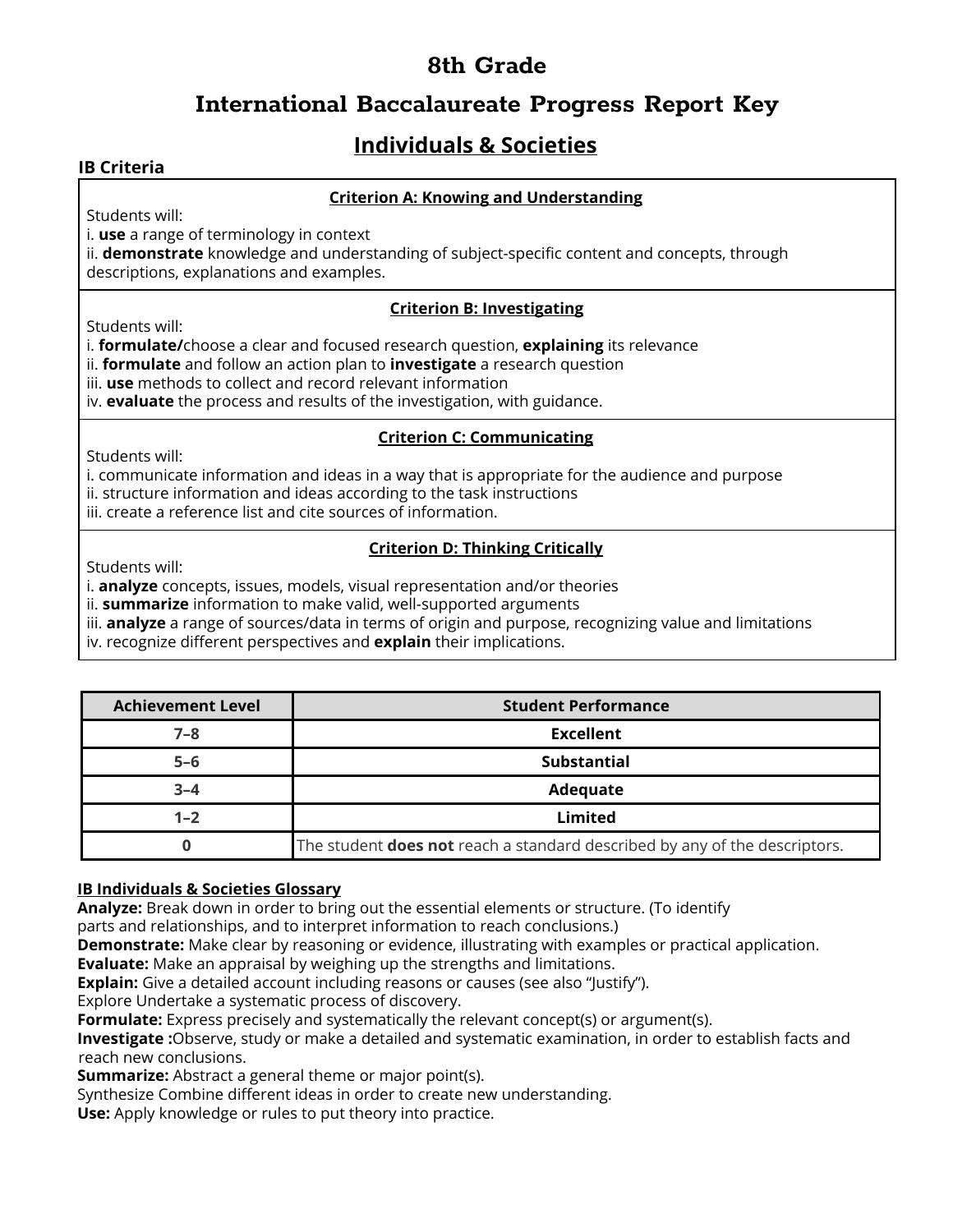# 8th Grade

## International Baccalaureate Progress Report Key

## Individuals & Societies

**IB Criteria**

**Criterion A: Knowing and Understanding**

Students will:
i. **use** a range of terminology in context
ii. **demonstrate** knowledge and understanding of subject-specific content and concepts, through descriptions, explanations and examples.

**Criterion B: Investigating**

Students will:
i. **formulate/**choose a clear and focused research question, **explaining** its relevance
ii. **formulate** and follow an action plan to **investigate** a research question
iii. **use** methods to collect and record relevant information
iv. **evaluate** the process and results of the investigation, with guidance.

**Criterion C: Communicating**

Students will:
i. communicate information and ideas in a way that is appropriate for the audience and purpose
ii. structure information and ideas according to the task instructions
iii. create a reference list and cite sources of information.

**Criterion D: Thinking Critically**

Students will:
i. **analyze** concepts, issues, models, visual representation and/or theories
ii. **summarize** information to make valid, well-supported arguments
iii. **analyze** a range of sources/data in terms of origin and purpose, recognizing value and limitations
iv. recognize different perspectives and **explain** their implications.

| Achievement Level | Student Performance |
|---|---|
| 7–8 | **Excellent** |
| 5–6 | **Substantial** |
| 3–4 | **Adequate** |
| 1–2 | **Limited** |
| 0 | The student **does not** reach a standard described by any of the descriptors. |

**IB Individuals & Societies Glossary**

**Analyze:** Break down in order to bring out the essential elements or structure. (To identify parts and relationships, and to interpret information to reach conclusions.)
**Demonstrate:** Make clear by reasoning or evidence, illustrating with examples or practical application.
**Evaluate:** Make an appraisal by weighing up the strengths and limitations.
**Explain:** Give a detailed account including reasons or causes (see also "Justify").
Explore Undertake a systematic process of discovery.
**Formulate:** Express precisely and systematically the relevant concept(s) or argument(s).
**Investigate :**Observe, study or make a detailed and systematic examination, in order to establish facts and reach new conclusions.
**Summarize:** Abstract a general theme or major point(s).
Synthesize Combine different ideas in order to create new understanding.
**Use:** Apply knowledge or rules to put theory into practice.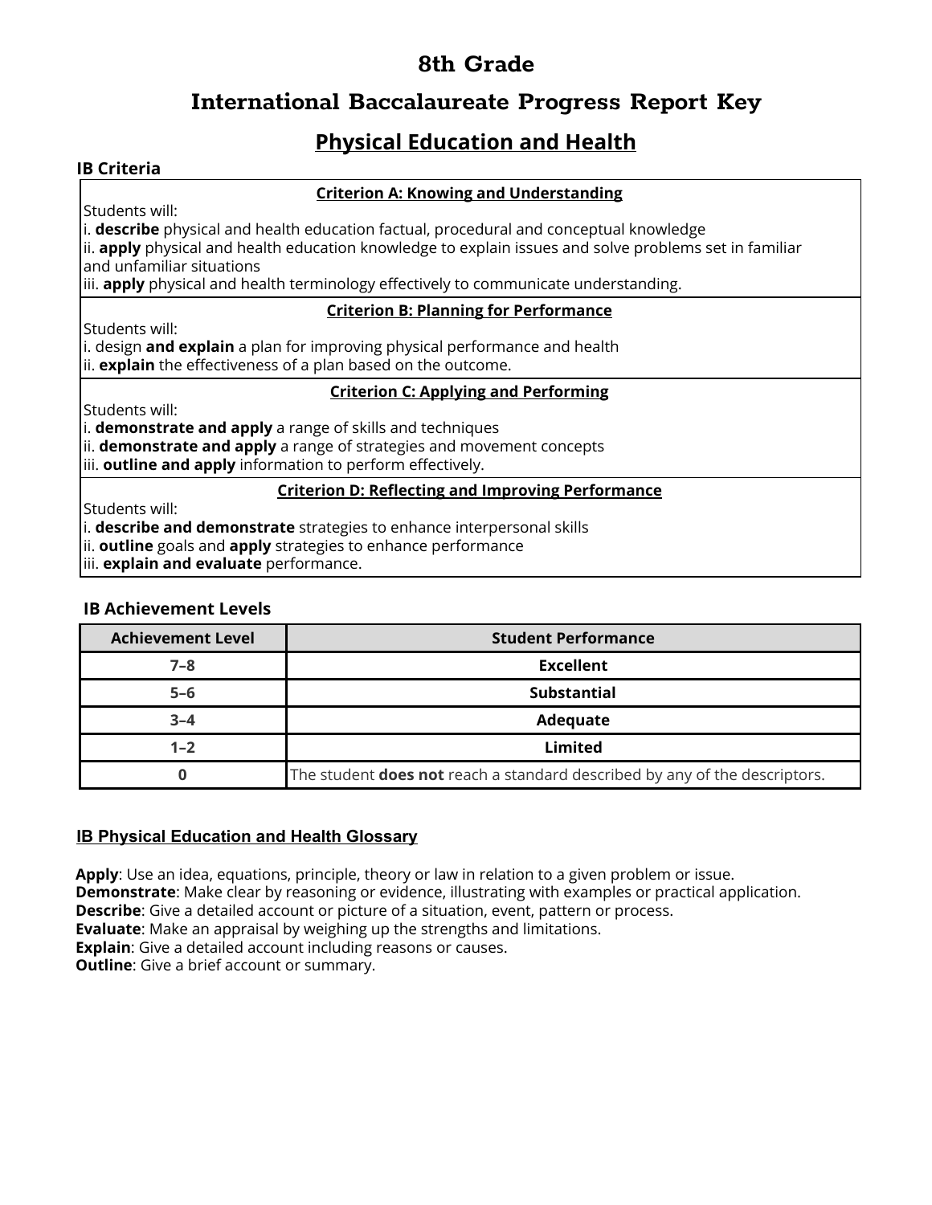# 8th Grade

# International Baccalaureate Progress Report Key

## Physical Education and Health

### IB Criteria

| **Criterion A: Knowing and Understanding** |
|---|
| Students will:<br>i. **describe** physical and health education factual, procedural and conceptual knowledge<br>ii. **apply** physical and health education knowledge to explain issues and solve problems set in familiar and unfamiliar situations<br>iii. **apply** physical and health terminology effectively to communicate understanding. |
| **Criterion B: Planning for Performance** |
| Students will:<br>i. design **and explain** a plan for improving physical performance and health<br>ii. **explain** the effectiveness of a plan based on the outcome. |
| **Criterion C: Applying and Performing** |
| Students will:<br>i. **demonstrate and apply** a range of skills and techniques<br>ii. **demonstrate and apply** a range of strategies and movement concepts<br>iii. **outline and apply** information to perform effectively. |
| **Criterion D: Reflecting and Improving Performance** |
| Students will:<br>i. **describe and demonstrate** strategies to enhance interpersonal skills<br>ii. **outline** goals and **apply** strategies to enhance performance<br>iii. **explain and evaluate** performance. |

### IB Achievement Levels

| Achievement Level | Student Performance |
|---|---|
| 7–8 | **Excellent** |
| 5–6 | **Substantial** |
| 3–4 | **Adequate** |
| 1–2 | **Limited** |
| 0 | The student **does not** reach a standard described by any of the descriptors. |

### IB Physical Education and Health Glossary

**Apply**: Use an idea, equations, principle, theory or law in relation to a given problem or issue.
**Demonstrate**: Make clear by reasoning or evidence, illustrating with examples or practical application.
**Describe**: Give a detailed account or picture of a situation, event, pattern or process.
**Evaluate**: Make an appraisal by weighing up the strengths and limitations.
**Explain**: Give a detailed account including reasons or causes.
**Outline**: Give a brief account or summary.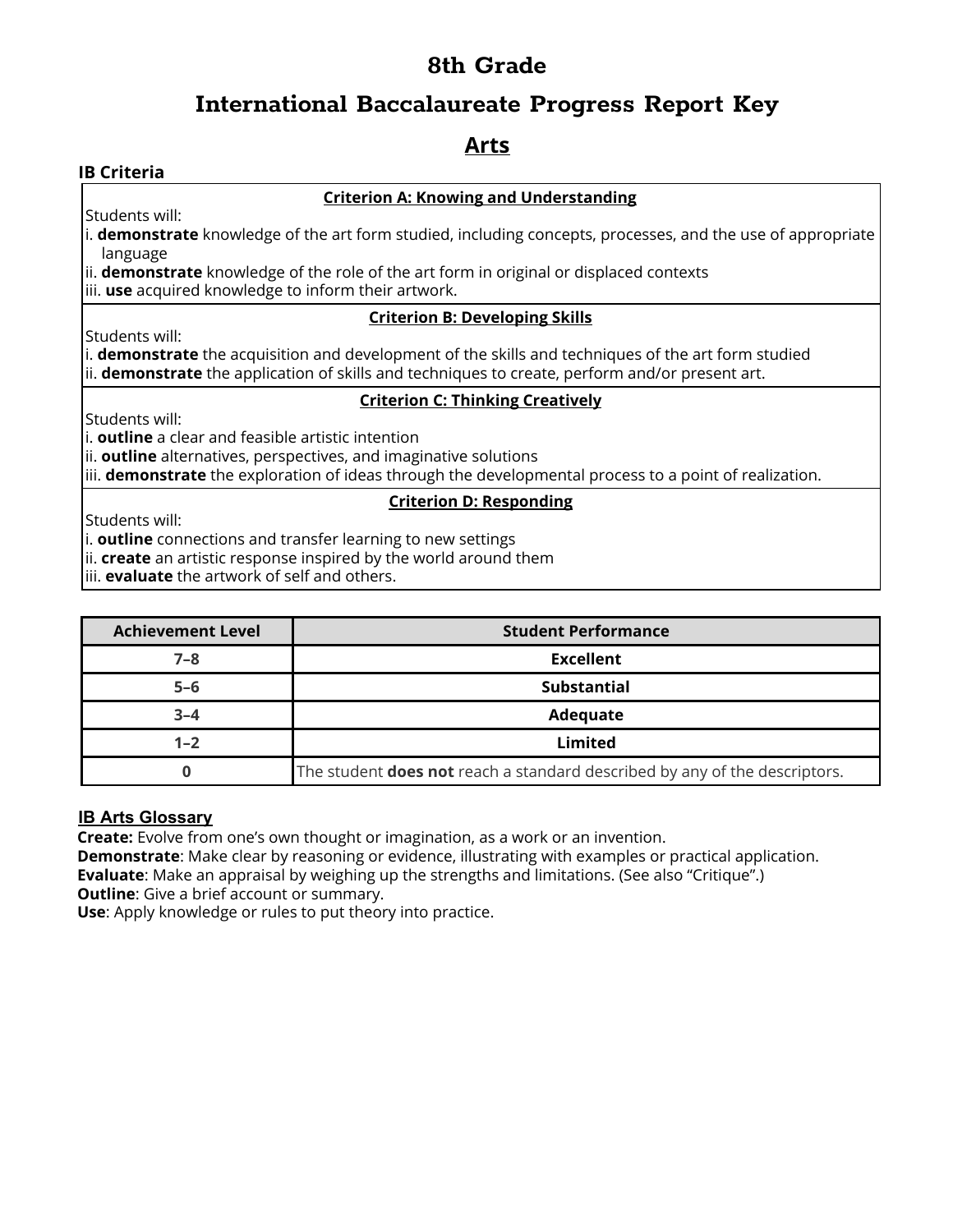# 8th Grade

## International Baccalaureate Progress Report Key

## Arts

### IB Criteria

**Criterion A: Knowing and Understanding**

Students will:

i. **demonstrate** knowledge of the art form studied, including concepts, processes, and the use of appropriate language

ii. **demonstrate** knowledge of the role of the art form in original or displaced contexts

iii. **use** acquired knowledge to inform their artwork.

**Criterion B: Developing Skills**

Students will:

i. **demonstrate** the acquisition and development of the skills and techniques of the art form studied

ii. **demonstrate** the application of skills and techniques to create, perform and/or present art.

**Criterion C: Thinking Creatively**

Students will:

i. **outline** a clear and feasible artistic intention

ii. **outline** alternatives, perspectives, and imaginative solutions

iii. **demonstrate** the exploration of ideas through the developmental process to a point of realization.

**Criterion D: Responding**

Students will:

i. **outline** connections and transfer learning to new settings

ii. **create** an artistic response inspired by the world around them

iii. **evaluate** the artwork of self and others.

| Achievement Level | Student Performance |
|---|---|
| 7–8 | **Excellent** |
| 5–6 | **Substantial** |
| 3–4 | **Adequate** |
| 1–2 | **Limited** |
| 0 | The student **does not** reach a standard described by any of the descriptors. |

### IB Arts Glossary

**Create:** Evolve from one's own thought or imagination, as a work or an invention.
**Demonstrate**: Make clear by reasoning or evidence, illustrating with examples or practical application.
**Evaluate**: Make an appraisal by weighing up the strengths and limitations. (See also "Critique".)
**Outline**: Give a brief account or summary.
**Use**: Apply knowledge or rules to put theory into practice.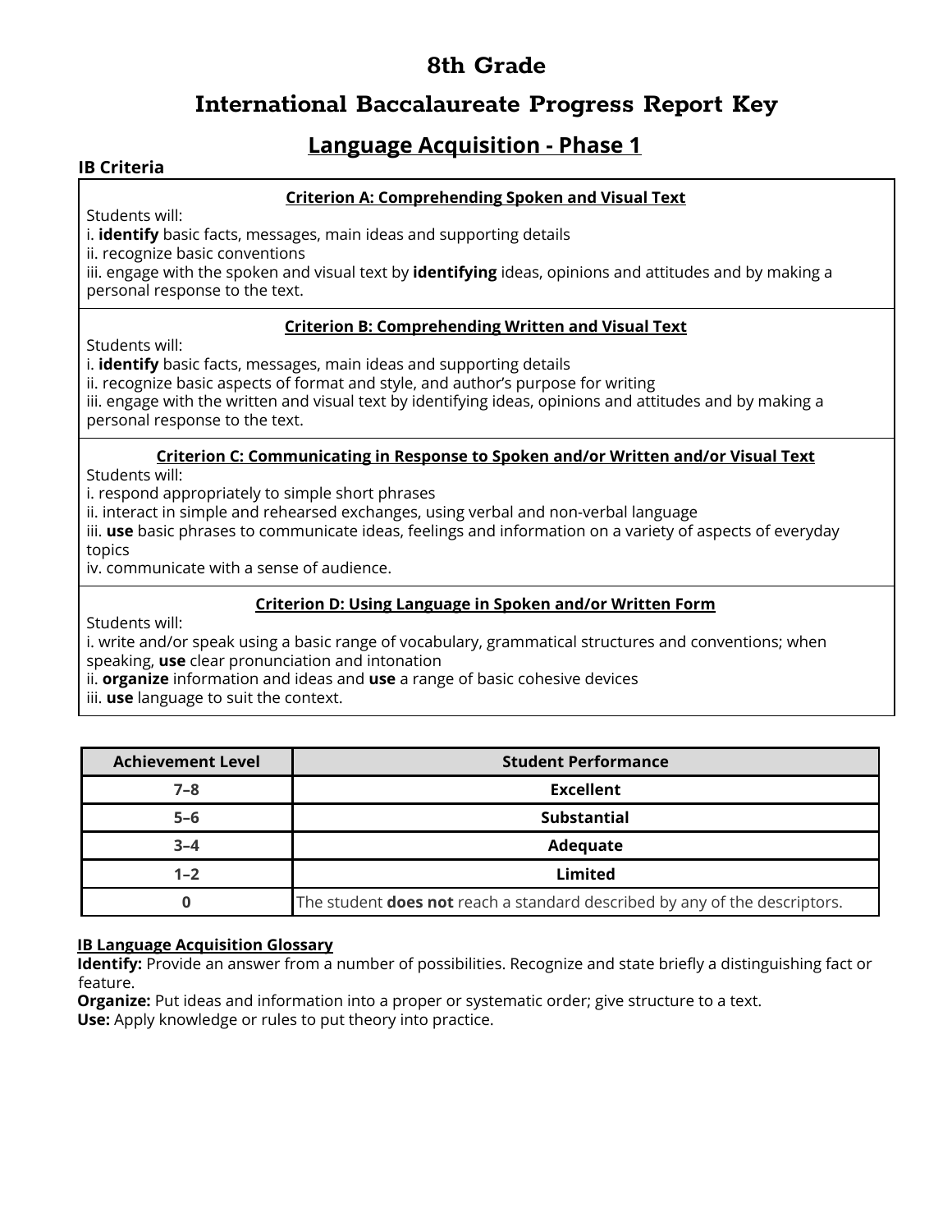# 8th Grade

# International Baccalaureate Progress Report Key

## Language Acquisition - Phase 1

### IB Criteria

**Criterion A: Comprehending Spoken and Visual Text**

Students will:
i. **identify** basic facts, messages, main ideas and supporting details
ii. recognize basic conventions
iii. engage with the spoken and visual text by **identifying** ideas, opinions and attitudes and by making a personal response to the text.

**Criterion B: Comprehending Written and Visual Text**

Students will:
i. **identify** basic facts, messages, main ideas and supporting details
ii. recognize basic aspects of format and style, and author's purpose for writing
iii. engage with the written and visual text by identifying ideas, opinions and attitudes and by making a personal response to the text.

**Criterion C: Communicating in Response to Spoken and/or Written and/or Visual Text**

Students will:
i. respond appropriately to simple short phrases
ii. interact in simple and rehearsed exchanges, using verbal and non-verbal language
iii. **use** basic phrases to communicate ideas, feelings and information on a variety of aspects of everyday topics
iv. communicate with a sense of audience.

**Criterion D: Using Language in Spoken and/or Written Form**

Students will:
i. write and/or speak using a basic range of vocabulary, grammatical structures and conventions; when speaking, **use** clear pronunciation and intonation
ii. **organize** information and ideas and **use** a range of basic cohesive devices
iii. **use** language to suit the context.

| Achievement Level | Student Performance |
|---|---|
| 7–8 | **Excellent** |
| 5–6 | **Substantial** |
| 3–4 | **Adequate** |
| 1–2 | **Limited** |
| 0 | The student **does not** reach a standard described by any of the descriptors. |

**IB Language Acquisition Glossary**

**Identify:** Provide an answer from a number of possibilities. Recognize and state briefly a distinguishing fact or feature.
**Organize:** Put ideas and information into a proper or systematic order; give structure to a text.
**Use:** Apply knowledge or rules to put theory into practice.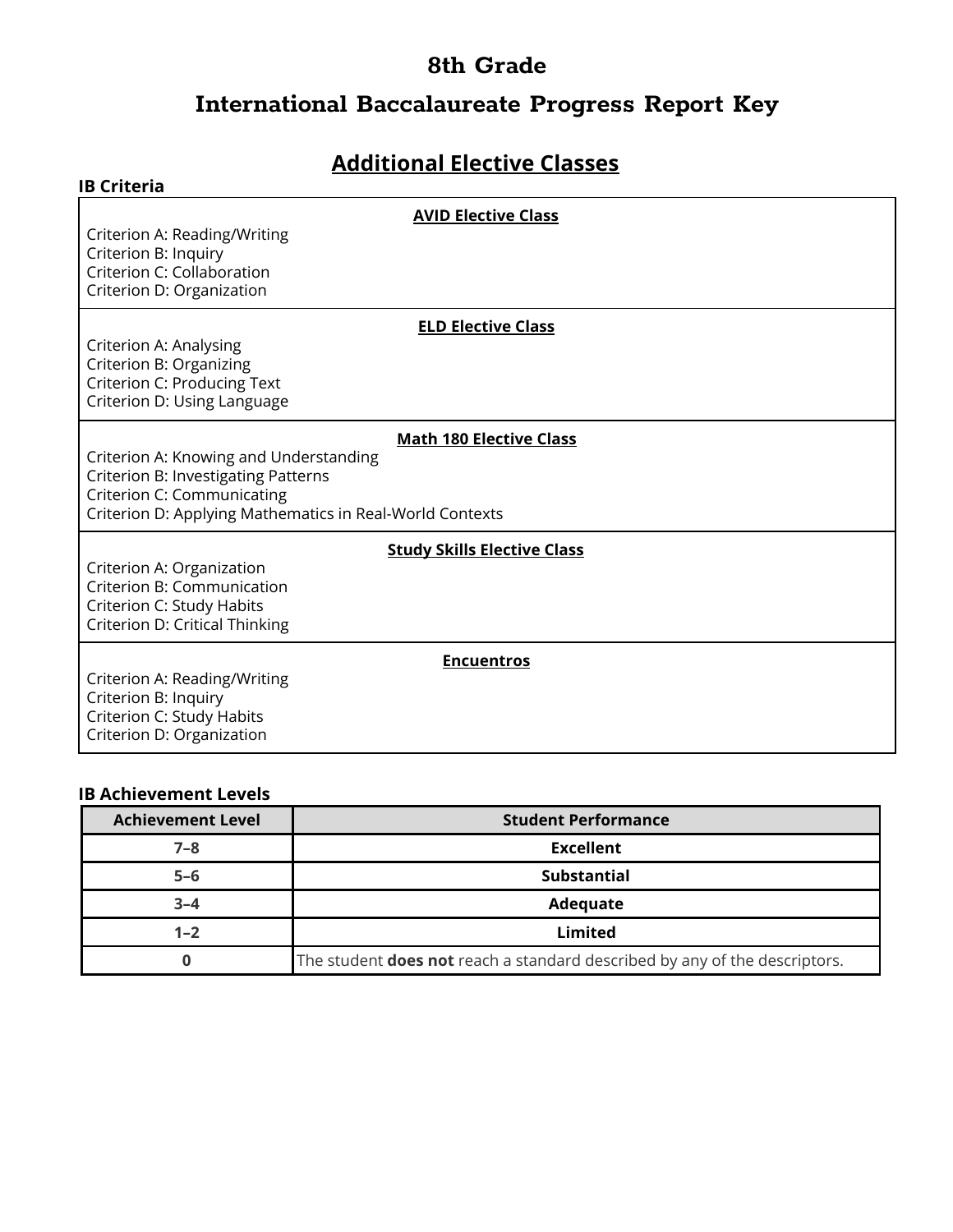# 8th Grade

# International Baccalaureate Progress Report Key

## Additional Elective Classes

**IB Criteria**

**AVID Elective Class**

Criterion A: Reading/Writing
Criterion B: Inquiry
Criterion C: Collaboration
Criterion D: Organization

**ELD Elective Class**

Criterion A: Analysing
Criterion B: Organizing
Criterion C: Producing Text
Criterion D: Using Language

**Math 180 Elective Class**

Criterion A: Knowing and Understanding
Criterion B: Investigating Patterns
Criterion C: Communicating
Criterion D: Applying Mathematics in Real-World Contexts

**Study Skills Elective Class**

Criterion A: Organization
Criterion B: Communication
Criterion C: Study Habits
Criterion D: Critical Thinking

**Encuentros**

Criterion A: Reading/Writing
Criterion B: Inquiry
Criterion C: Study Habits
Criterion D: Organization

**IB Achievement Levels**

| Achievement Level | Student Performance |
|---|---|
| **7–8** | **Excellent** |
| **5–6** | **Substantial** |
| **3–4** | **Adequate** |
| **1–2** | **Limited** |
| **0** | The student **does not** reach a standard described by any of the descriptors. |